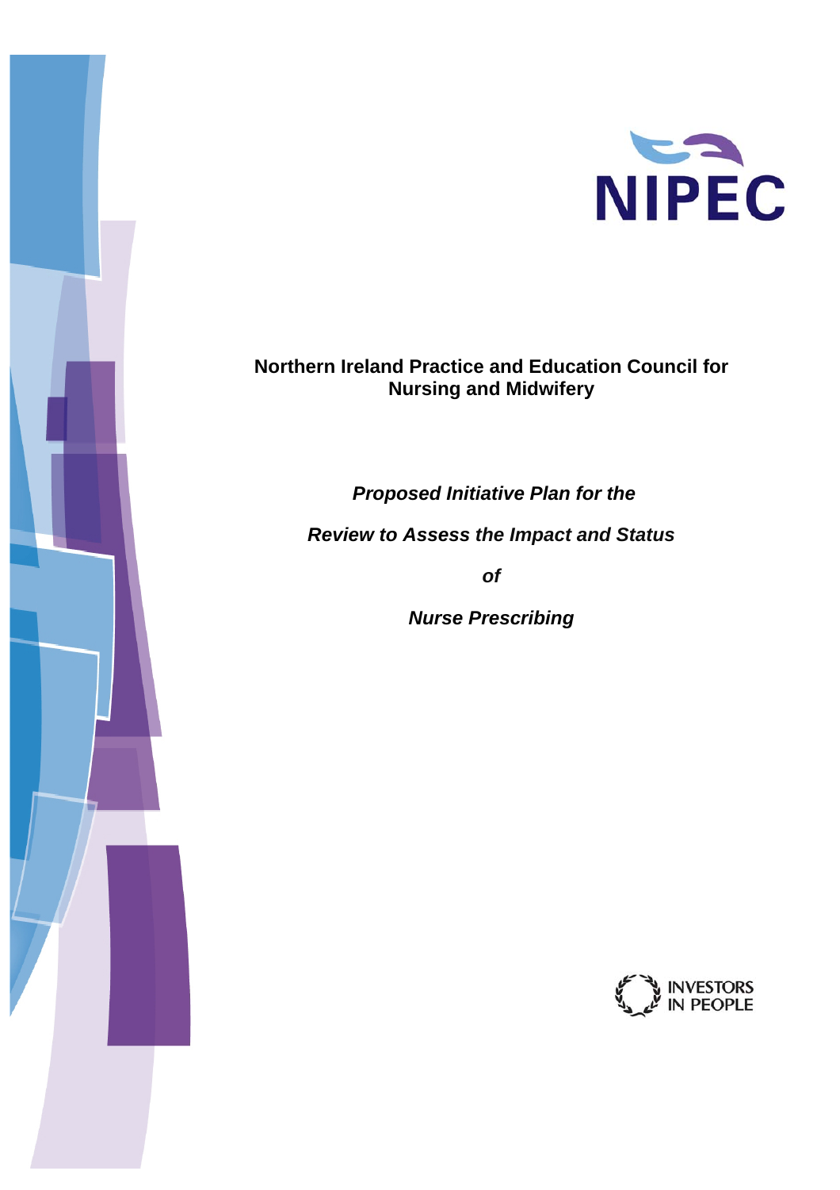NIPEC

**Northern Ireland Practice and Education Council for Nursing and Midwifery**

***Proposed Initiative Plan for the***

***Review to Assess the Impact and Status***

***of***

***Nurse Prescribing***

INVESTORS IN PEOPLE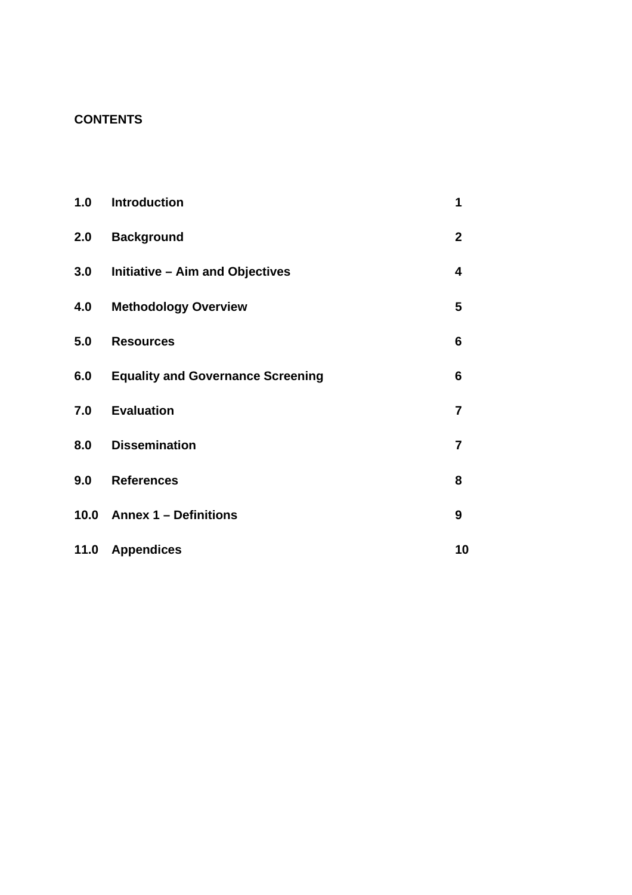**CONTENTS**

| | | |
|---|---|---|
| **1.0** | **Introduction** | **1** |
| **2.0** | **Background** | **2** |
| **3.0** | **Initiative – Aim and Objectives** | **4** |
| **4.0** | **Methodology Overview** | **5** |
| **5.0** | **Resources** | **6** |
| **6.0** | **Equality and Governance Screening** | **6** |
| **7.0** | **Evaluation** | **7** |
| **8.0** | **Dissemination** | **7** |
| **9.0** | **References** | **8** |
| **10.0** | **Annex 1 – Definitions** | **9** |
| **11.0** | **Appendices** | **10** |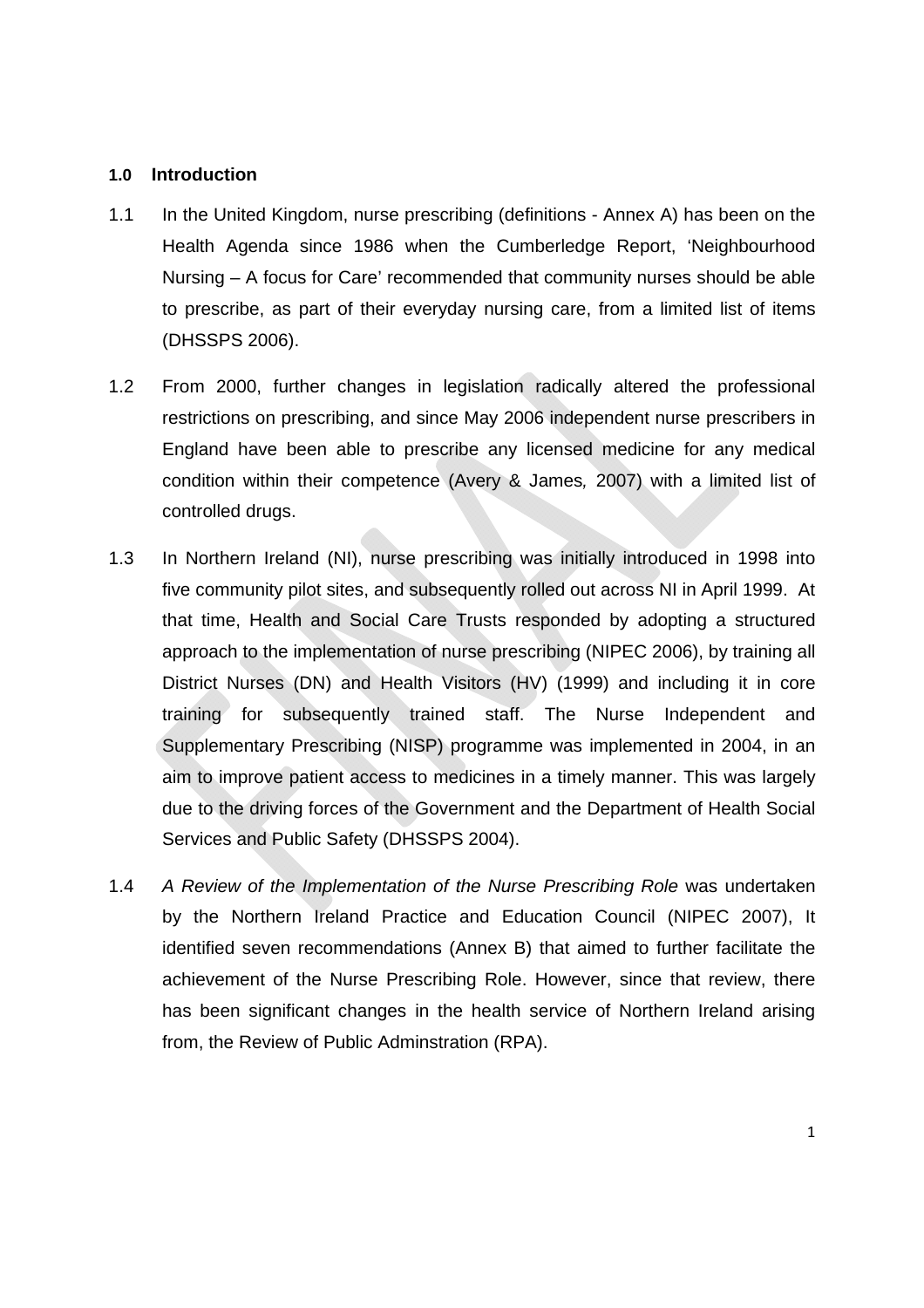## 1.0 Introduction

1.1 In the United Kingdom, nurse prescribing (definitions - Annex A) has been on the Health Agenda since 1986 when the Cumberledge Report, 'Neighbourhood Nursing – A focus for Care' recommended that community nurses should be able to prescribe, as part of their everyday nursing care, from a limited list of items (DHSSPS 2006).

1.2 From 2000, further changes in legislation radically altered the professional restrictions on prescribing, and since May 2006 independent nurse prescribers in England have been able to prescribe any licensed medicine for any medical condition within their competence (Avery & James*,* 2007) with a limited list of controlled drugs.

1.3 In Northern Ireland (NI), nurse prescribing was initially introduced in 1998 into five community pilot sites, and subsequently rolled out across NI in April 1999. At that time, Health and Social Care Trusts responded by adopting a structured approach to the implementation of nurse prescribing (NIPEC 2006), by training all District Nurses (DN) and Health Visitors (HV) (1999) and including it in core training for subsequently trained staff. The Nurse Independent and Supplementary Prescribing (NISP) programme was implemented in 2004, in an aim to improve patient access to medicines in a timely manner. This was largely due to the driving forces of the Government and the Department of Health Social Services and Public Safety (DHSSPS 2004).

1.4 *A Review of the Implementation of the Nurse Prescribing Role* was undertaken by the Northern Ireland Practice and Education Council (NIPEC 2007), It identified seven recommendations (Annex B) that aimed to further facilitate the achievement of the Nurse Prescribing Role. However, since that review, there has been significant changes in the health service of Northern Ireland arising from, the Review of Public Adminstration (RPA).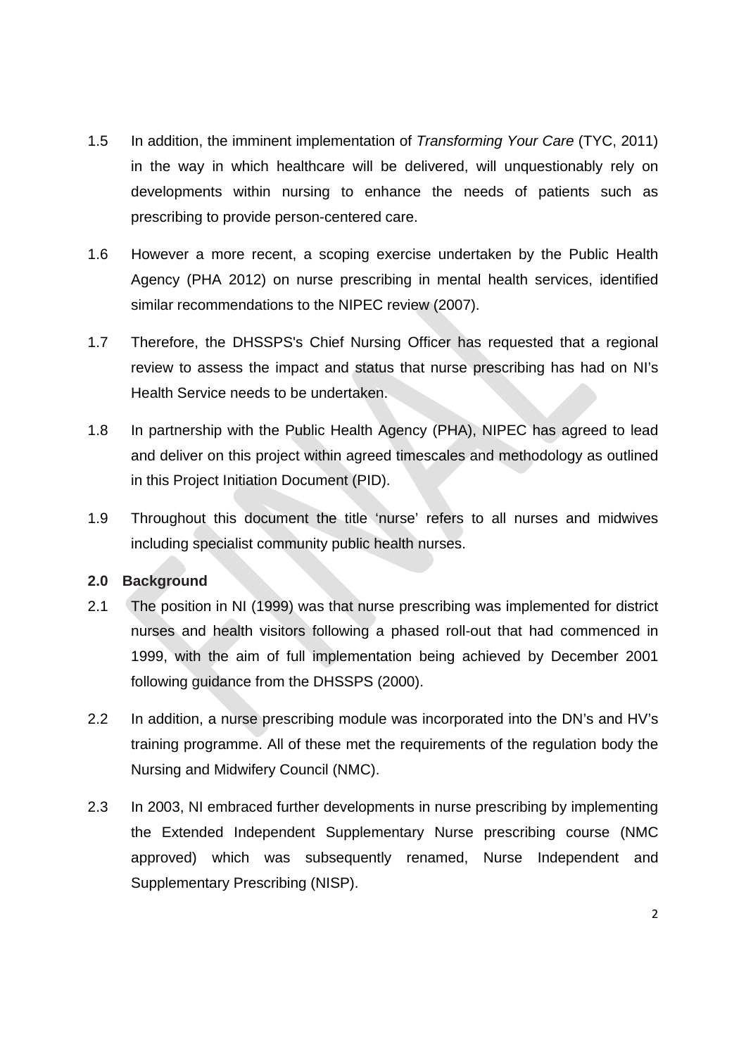1.5 In addition, the imminent implementation of *Transforming Your Care* (TYC, 2011) in the way in which healthcare will be delivered, will unquestionably rely on developments within nursing to enhance the needs of patients such as prescribing to provide person-centered care.

1.6 However a more recent, a scoping exercise undertaken by the Public Health Agency (PHA 2012) on nurse prescribing in mental health services, identified similar recommendations to the NIPEC review (2007).

1.7 Therefore, the DHSSPS's Chief Nursing Officer has requested that a regional review to assess the impact and status that nurse prescribing has had on NI's Health Service needs to be undertaken.

1.8 In partnership with the Public Health Agency (PHA), NIPEC has agreed to lead and deliver on this project within agreed timescales and methodology as outlined in this Project Initiation Document (PID).

1.9 Throughout this document the title 'nurse' refers to all nurses and midwives including specialist community public health nurses.

## 2.0 Background

2.1 The position in NI (1999) was that nurse prescribing was implemented for district nurses and health visitors following a phased roll-out that had commenced in 1999, with the aim of full implementation being achieved by December 2001 following guidance from the DHSSPS (2000).

2.2 In addition, a nurse prescribing module was incorporated into the DN's and HV's training programme. All of these met the requirements of the regulation body the Nursing and Midwifery Council (NMC).

2.3 In 2003, NI embraced further developments in nurse prescribing by implementing the Extended Independent Supplementary Nurse prescribing course (NMC approved) which was subsequently renamed, Nurse Independent and Supplementary Prescribing (NISP).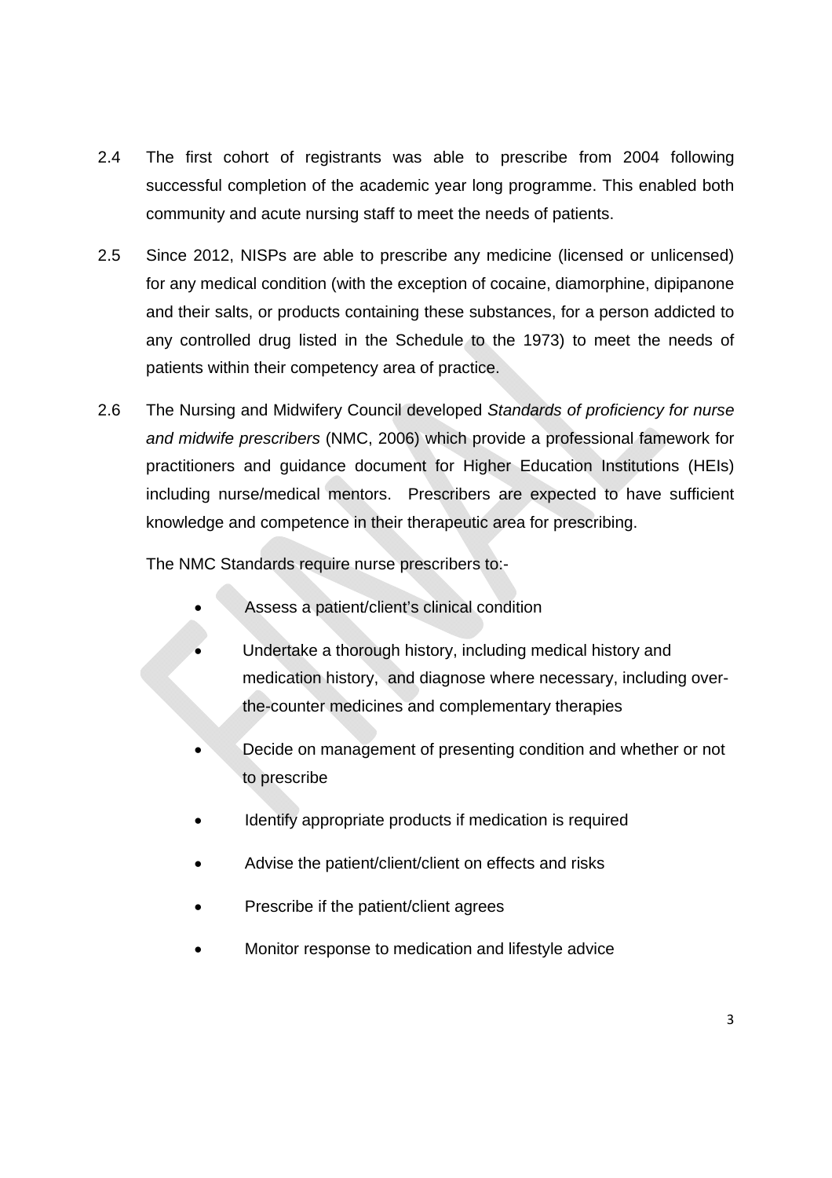2.4 The first cohort of registrants was able to prescribe from 2004 following successful completion of the academic year long programme. This enabled both community and acute nursing staff to meet the needs of patients.

2.5 Since 2012, NISPs are able to prescribe any medicine (licensed or unlicensed) for any medical condition (with the exception of cocaine, diamorphine, dipipanone and their salts, or products containing these substances, for a person addicted to any controlled drug listed in the Schedule to the 1973) to meet the needs of patients within their competency area of practice.

2.6 The Nursing and Midwifery Council developed *Standards of proficiency for nurse and midwife prescribers* (NMC, 2006) which provide a professional famework for practitioners and guidance document for Higher Education Institutions (HEIs) including nurse/medical mentors. Prescribers are expected to have sufficient knowledge and competence in their therapeutic area for prescribing.

The NMC Standards require nurse prescribers to:-

- Assess a patient/client's clinical condition
- Undertake a thorough history, including medical history and medication history, and diagnose where necessary, including over-the-counter medicines and complementary therapies
- Decide on management of presenting condition and whether or not to prescribe
- Identify appropriate products if medication is required
- Advise the patient/client/client on effects and risks
- Prescribe if the patient/client agrees
- Monitor response to medication and lifestyle advice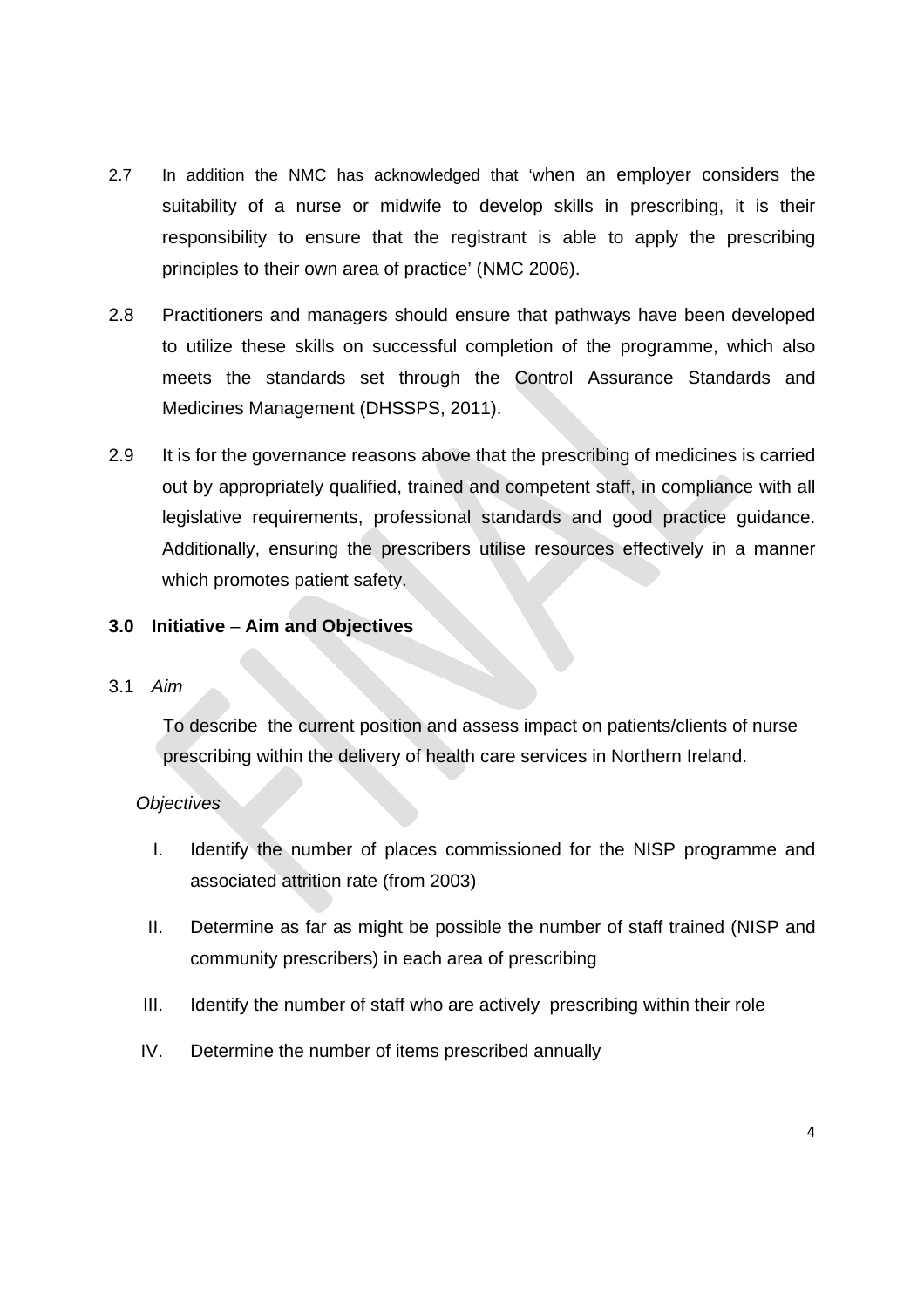2.7 In addition the NMC has acknowledged that 'when an employer considers the suitability of a nurse or midwife to develop skills in prescribing, it is their responsibility to ensure that the registrant is able to apply the prescribing principles to their own area of practice' (NMC 2006).

2.8 Practitioners and managers should ensure that pathways have been developed to utilize these skills on successful completion of the programme, which also meets the standards set through the Control Assurance Standards and Medicines Management (DHSSPS, 2011).

2.9 It is for the governance reasons above that the prescribing of medicines is carried out by appropriately qualified, trained and competent staff, in compliance with all legislative requirements, professional standards and good practice guidance. Additionally, ensuring the prescribers utilise resources effectively in a manner which promotes patient safety.

## 3.0 Initiative – Aim and Objectives

3.1 *Aim*

To describe the current position and assess impact on patients/clients of nurse prescribing within the delivery of health care services in Northern Ireland.

*Objectives*

I. Identify the number of places commissioned for the NISP programme and associated attrition rate (from 2003)

II. Determine as far as might be possible the number of staff trained (NISP and community prescribers) in each area of prescribing

III. Identify the number of staff who are actively prescribing within their role

IV. Determine the number of items prescribed annually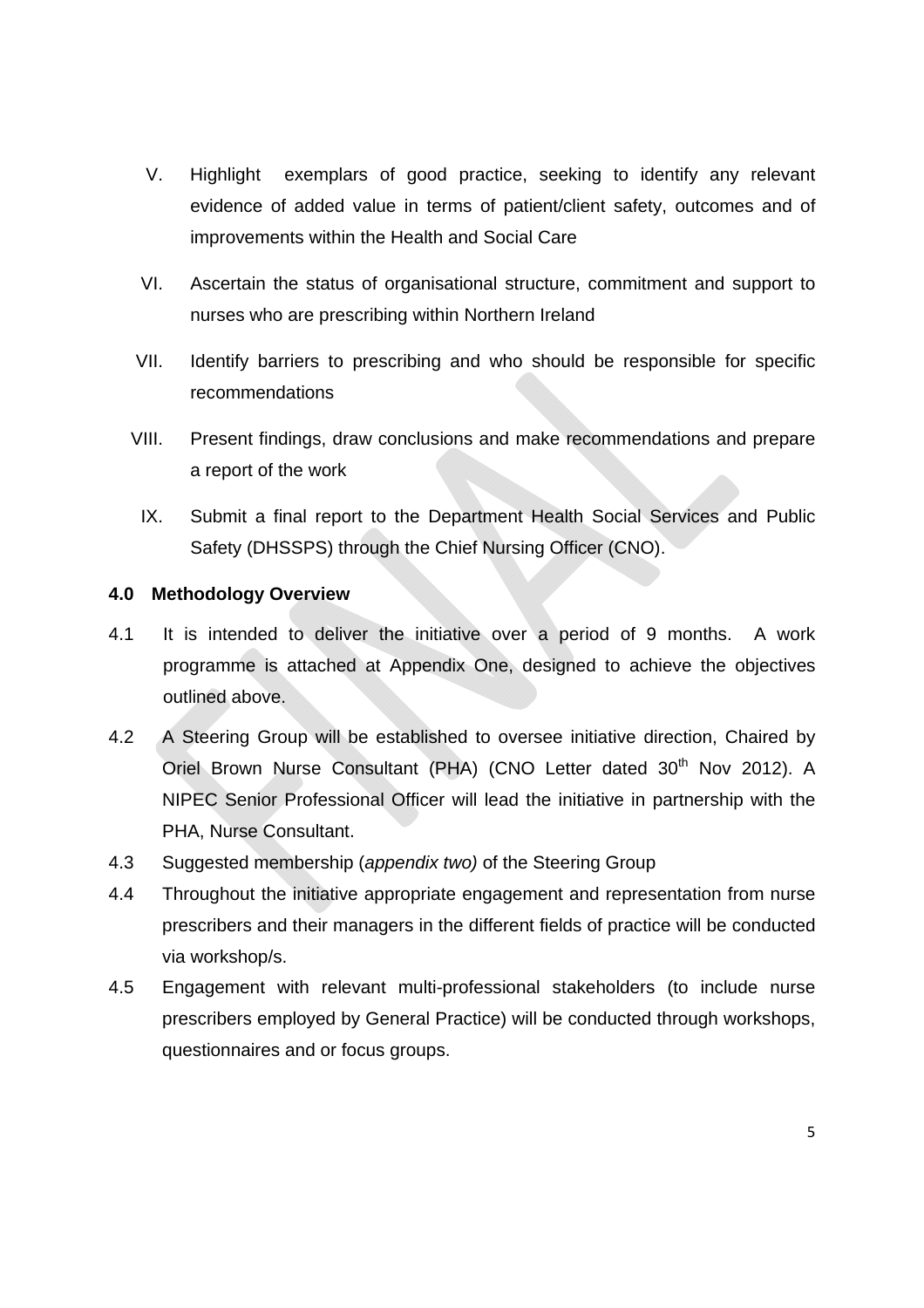V. Highlight exemplars of good practice, seeking to identify any relevant evidence of added value in terms of patient/client safety, outcomes and of improvements within the Health and Social Care

VI. Ascertain the status of organisational structure, commitment and support to nurses who are prescribing within Northern Ireland

VII. Identify barriers to prescribing and who should be responsible for specific recommendations

VIII. Present findings, draw conclusions and make recommendations and prepare a report of the work

IX. Submit a final report to the Department Health Social Services and Public Safety (DHSSPS) through the Chief Nursing Officer (CNO).

## 4.0 Methodology Overview

4.1 It is intended to deliver the initiative over a period of 9 months. A work programme is attached at Appendix One, designed to achieve the objectives outlined above.

4.2 A Steering Group will be established to oversee initiative direction, Chaired by Oriel Brown Nurse Consultant (PHA) (CNO Letter dated 30th Nov 2012). A NIPEC Senior Professional Officer will lead the initiative in partnership with the PHA, Nurse Consultant.

4.3 Suggested membership (*appendix two)* of the Steering Group

4.4 Throughout the initiative appropriate engagement and representation from nurse prescribers and their managers in the different fields of practice will be conducted via workshop/s.

4.5 Engagement with relevant multi-professional stakeholders (to include nurse prescribers employed by General Practice) will be conducted through workshops, questionnaires and or focus groups.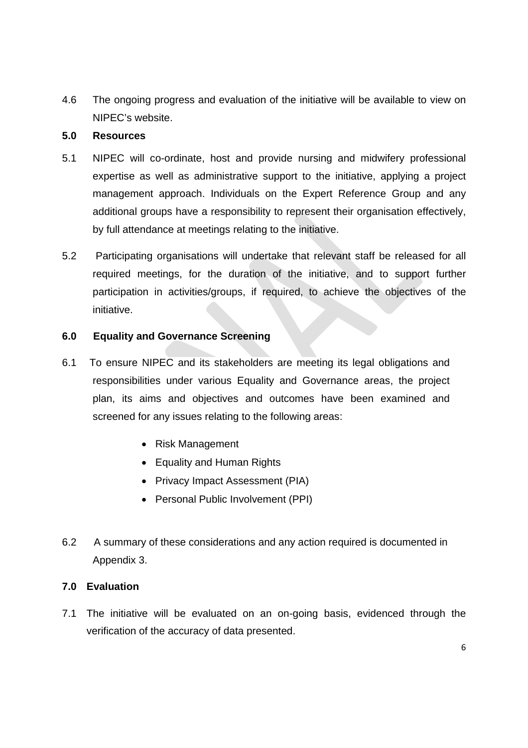4.6 The ongoing progress and evaluation of the initiative will be available to view on NIPEC's website.

## 5.0 Resources

5.1 NIPEC will co-ordinate, host and provide nursing and midwifery professional expertise as well as administrative support to the initiative, applying a project management approach. Individuals on the Expert Reference Group and any additional groups have a responsibility to represent their organisation effectively, by full attendance at meetings relating to the initiative.

5.2 Participating organisations will undertake that relevant staff be released for all required meetings, for the duration of the initiative, and to support further participation in activities/groups, if required, to achieve the objectives of the initiative.

## 6.0 Equality and Governance Screening

6.1 To ensure NIPEC and its stakeholders are meeting its legal obligations and responsibilities under various Equality and Governance areas, the project plan, its aims and objectives and outcomes have been examined and screened for any issues relating to the following areas:

- Risk Management
- Equality and Human Rights
- Privacy Impact Assessment (PIA)
- Personal Public Involvement (PPI)

6.2 A summary of these considerations and any action required is documented in Appendix 3.

## 7.0 Evaluation

7.1 The initiative will be evaluated on an on-going basis, evidenced through the verification of the accuracy of data presented.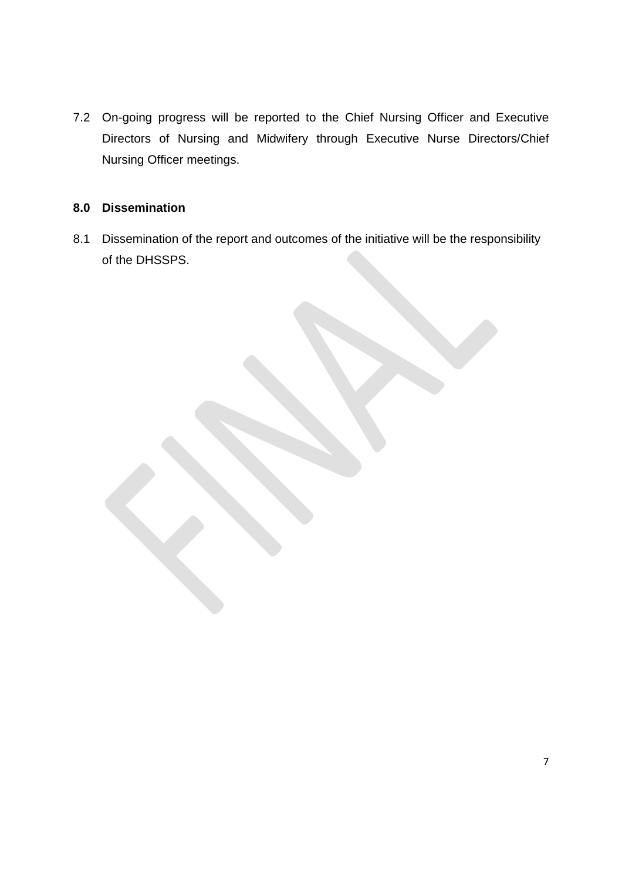7.2 On-going progress will be reported to the Chief Nursing Officer and Executive Directors of Nursing and Midwifery through Executive Nurse Directors/Chief Nursing Officer meetings.

## 8.0 Dissemination

8.1 Dissemination of the report and outcomes of the initiative will be the responsibility of the DHSSPS.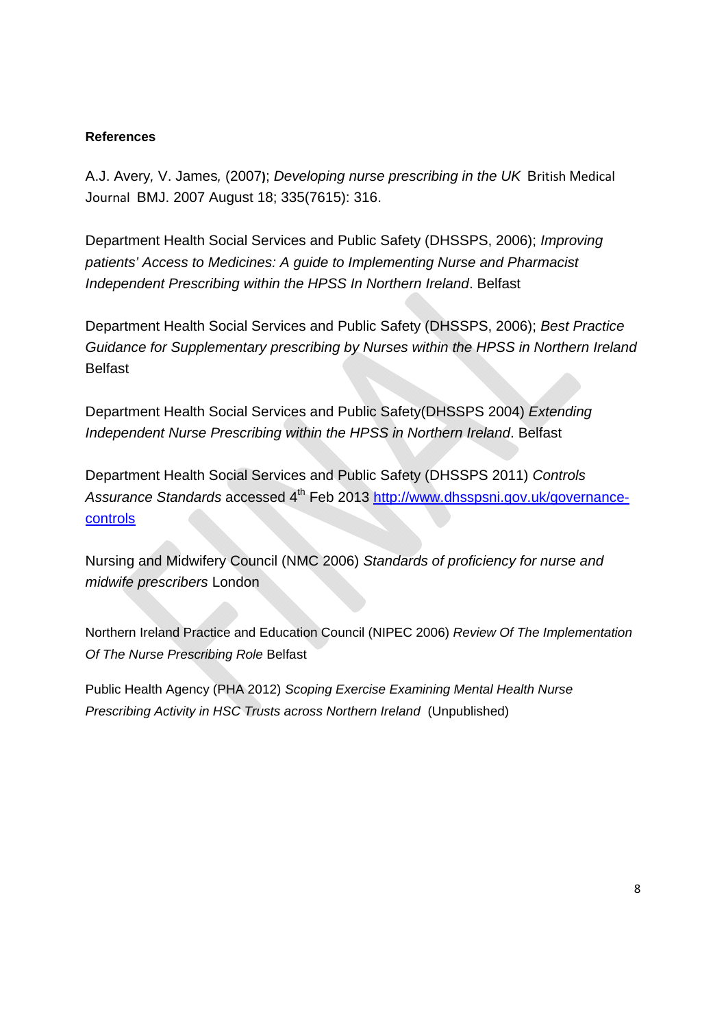**References**

A.J. Avery, V. James, (2007); *Developing nurse prescribing in the UK* British Medical Journal BMJ. 2007 August 18; 335(7615): 316.

Department Health Social Services and Public Safety (DHSSPS, 2006); *Improving patients' Access to Medicines: A guide to Implementing Nurse and Pharmacist Independent Prescribing within the HPSS In Northern Ireland*. Belfast

Department Health Social Services and Public Safety (DHSSPS, 2006); *Best Practice Guidance for Supplementary prescribing by Nurses within the HPSS in Northern Ireland* Belfast

Department Health Social Services and Public Safety(DHSSPS 2004) *Extending Independent Nurse Prescribing within the HPSS in Northern Ireland*. Belfast

Department Health Social Services and Public Safety (DHSSPS 2011) *Controls Assurance Standards* accessed 4th Feb 2013 [http://www.dhsspsni.gov.uk/governance-controls](http://www.dhsspsni.gov.uk/governance-controls)

Nursing and Midwifery Council (NMC 2006) *Standards of proficiency for nurse and midwife prescribers* London

Northern Ireland Practice and Education Council (NIPEC 2006) *Review Of The Implementation Of The Nurse Prescribing Role* Belfast

Public Health Agency (PHA 2012) *Scoping Exercise Examining Mental Health Nurse Prescribing Activity in HSC Trusts across Northern Ireland* (Unpublished)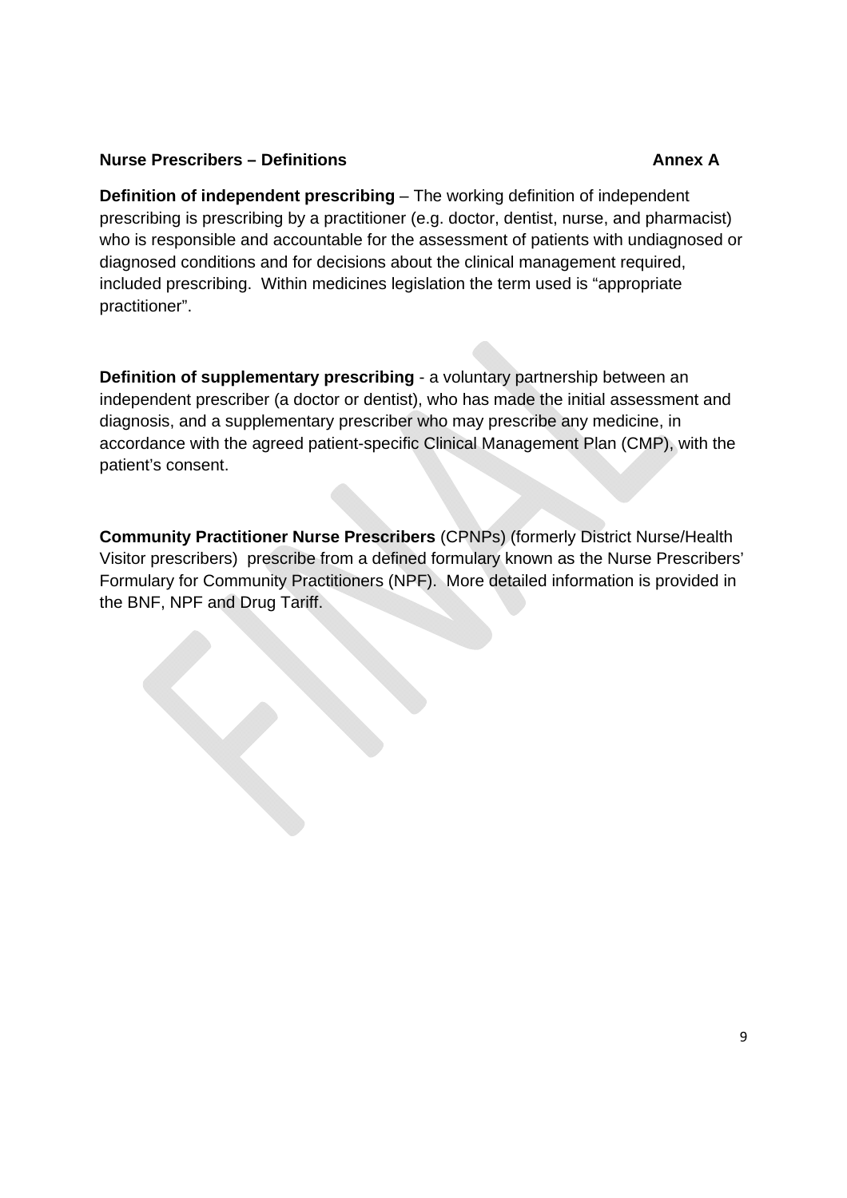**Nurse Prescribers – Definitions** **Annex A**

**Definition of independent prescribing** – The working definition of independent prescribing is prescribing by a practitioner (e.g. doctor, dentist, nurse, and pharmacist) who is responsible and accountable for the assessment of patients with undiagnosed or diagnosed conditions and for decisions about the clinical management required, included prescribing. Within medicines legislation the term used is "appropriate practitioner".

**Definition of supplementary prescribing** - a voluntary partnership between an independent prescriber (a doctor or dentist), who has made the initial assessment and diagnosis, and a supplementary prescriber who may prescribe any medicine, in accordance with the agreed patient-specific Clinical Management Plan (CMP), with the patient's consent.

**Community Practitioner Nurse Prescribers** (CPNPs) (formerly District Nurse/Health Visitor prescribers) prescribe from a defined formulary known as the Nurse Prescribers' Formulary for Community Practitioners (NPF). More detailed information is provided in the BNF, NPF and Drug Tariff.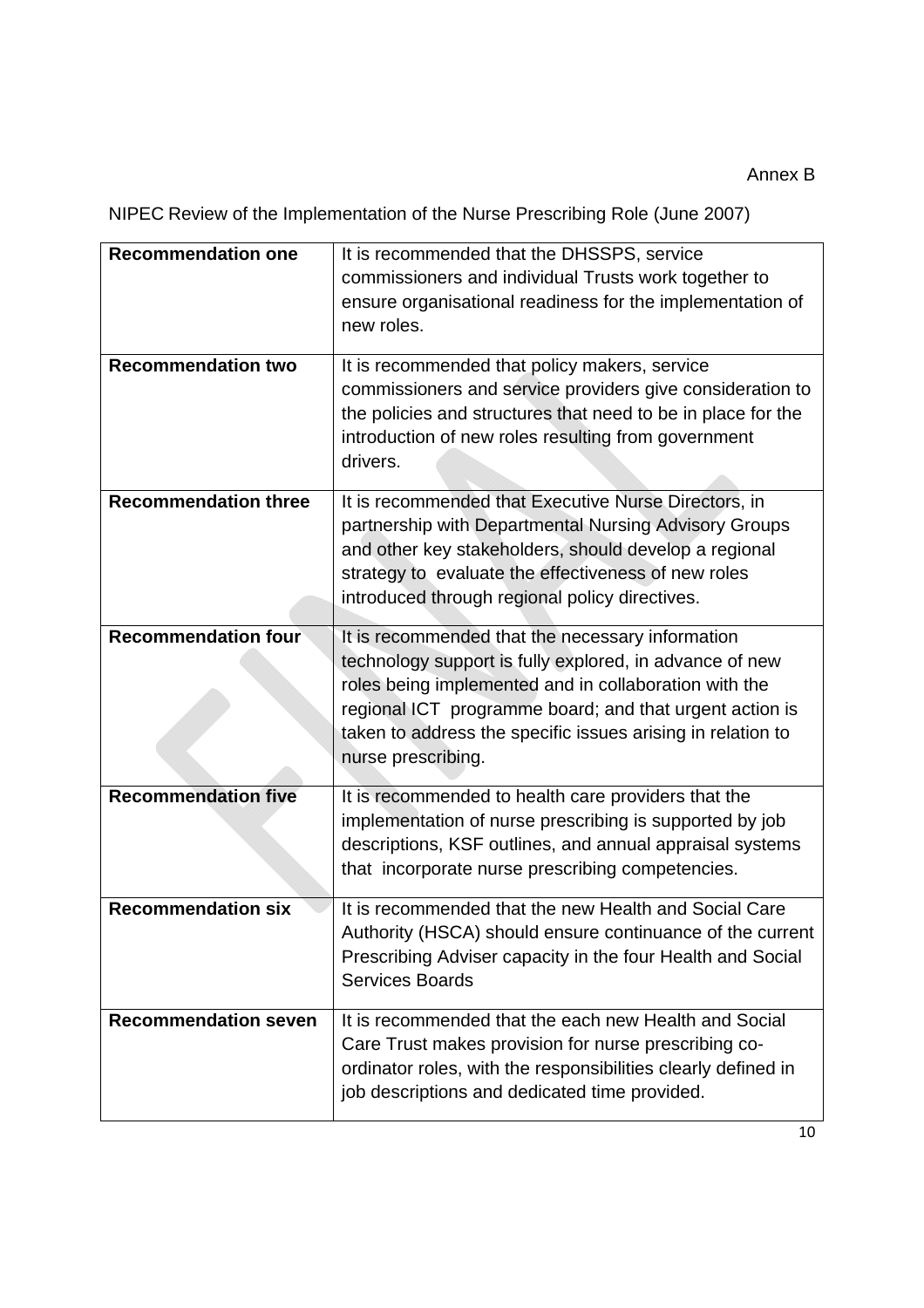Annex B

NIPEC Review of the Implementation of the Nurse Prescribing Role (June 2007)

| | |
|---|---|
| **Recommendation one** | It is recommended that the DHSSPS, service commissioners and individual Trusts work together to ensure organisational readiness for the implementation of new roles. |
| **Recommendation two** | It is recommended that policy makers, service commissioners and service providers give consideration to the policies and structures that need to be in place for the introduction of new roles resulting from government drivers. |
| **Recommendation three** | It is recommended that Executive Nurse Directors, in partnership with Departmental Nursing Advisory Groups and other key stakeholders, should develop a regional strategy to evaluate the effectiveness of new roles introduced through regional policy directives. |
| **Recommendation four** | It is recommended that the necessary information technology support is fully explored, in advance of new roles being implemented and in collaboration with the regional ICT programme board; and that urgent action is taken to address the specific issues arising in relation to nurse prescribing. |
| **Recommendation five** | It is recommended to health care providers that the implementation of nurse prescribing is supported by job descriptions, KSF outlines, and annual appraisal systems that incorporate nurse prescribing competencies. |
| **Recommendation six** | It is recommended that the new Health and Social Care Authority (HSCA) should ensure continuance of the current Prescribing Adviser capacity in the four Health and Social Services Boards |
| **Recommendation seven** | It is recommended that the each new Health and Social Care Trust makes provision for nurse prescribing co-ordinator roles, with the responsibilities clearly defined in job descriptions and dedicated time provided. |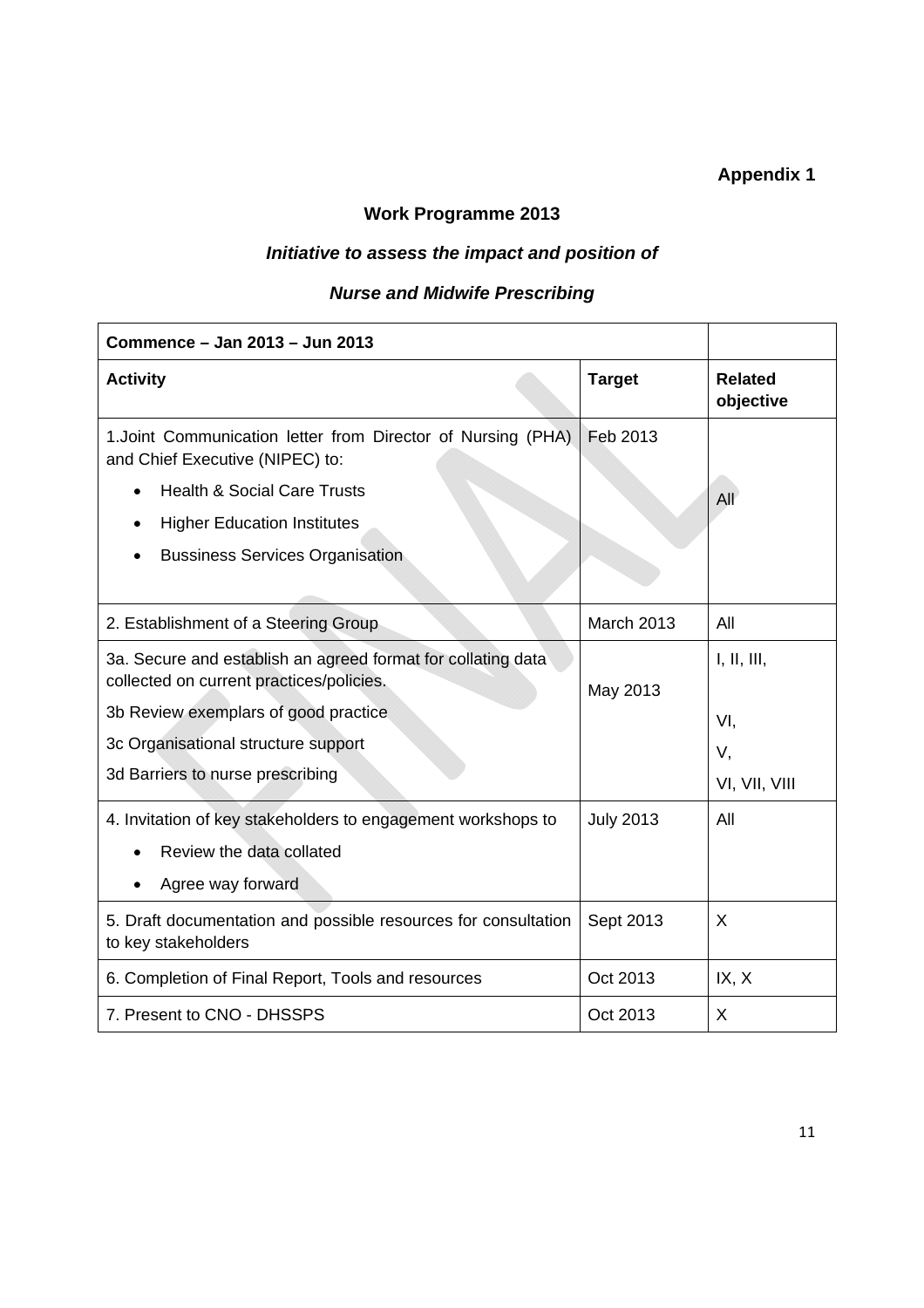**Appendix 1**

## Work Programme 2013

### *Initiative to assess the impact and position of*

### *Nurse and Midwife Prescribing*

| Commence – Jan 2013 – Jun 2013 | | |
|---|---|---|
| **Activity** | **Target** | **Related objective** |
| 1.Joint Communication letter from Director of Nursing (PHA) and Chief Executive (NIPEC) to:<br>• Health & Social Care Trusts<br>• Higher Education Institutes<br>• Bussiness Services Organisation | Feb 2013 | All |
| 2. Establishment of a Steering Group | March 2013 | All |
| 3a. Secure and establish an agreed format for collating data collected on current practices/policies.<br>3b Review exemplars of good practice<br>3c Organisational structure support<br>3d Barriers to nurse prescribing | May 2013 | I, II, III,<br>VI,<br>V,<br>VI, VII, VIII |
| 4. Invitation of key stakeholders to engagement workshops to<br>• Review the data collated<br>• Agree way forward | July 2013 | All |
| 5. Draft documentation and possible resources for consultation to key stakeholders | Sept 2013 | X |
| 6. Completion of Final Report, Tools and resources | Oct 2013 | IX, X |
| 7. Present to CNO - DHSSPS | Oct 2013 | X |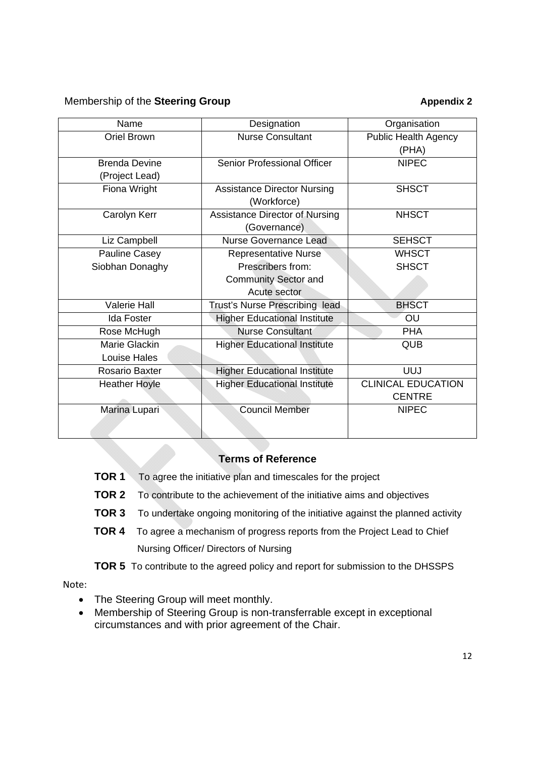Membership of the **Steering Group** **Appendix 2**

| Name | Designation | Organisation |
|---|---|---|
| Oriel Brown | Nurse Consultant | Public Health Agency (PHA) |
| Brenda Devine (Project Lead) | Senior Professional Officer | NIPEC |
| Fiona Wright | Assistance Director Nursing (Workforce) | SHSCT |
| Carolyn Kerr | Assistance Director of Nursing (Governance) | NHSCT |
| Liz Campbell | Nurse Governance Lead | SEHSCT |
| Pauline Casey<br>Siobhan Donaghy | Representative Nurse Prescribers from: Community Sector and Acute sector | WHSCT<br>SHSCT |
| Valerie Hall | Trust's Nurse Prescribing lead | BHSCT |
| Ida Foster | Higher Educational Institute | OU |
| Rose McHugh | Nurse Consultant | PHA |
| Marie Glackin<br>Louise Hales | Higher Educational Institute | QUB |
| Rosario Baxter | Higher Educational Institute | UUJ |
| Heather Hoyle | Higher Educational Institute | CLINICAL EDUCATION CENTRE |
| Marina Lupari | Council Member | NIPEC |

**Terms of Reference**

**TOR 1** To agree the initiative plan and timescales for the project

**TOR 2** To contribute to the achievement of the initiative aims and objectives

**TOR 3** To undertake ongoing monitoring of the initiative against the planned activity

**TOR 4** To agree a mechanism of progress reports from the Project Lead to Chief Nursing Officer/ Directors of Nursing

**TOR 5** To contribute to the agreed policy and report for submission to the DHSSPS

Note:

- The Steering Group will meet monthly.
- Membership of Steering Group is non-transferrable except in exceptional circumstances and with prior agreement of the Chair.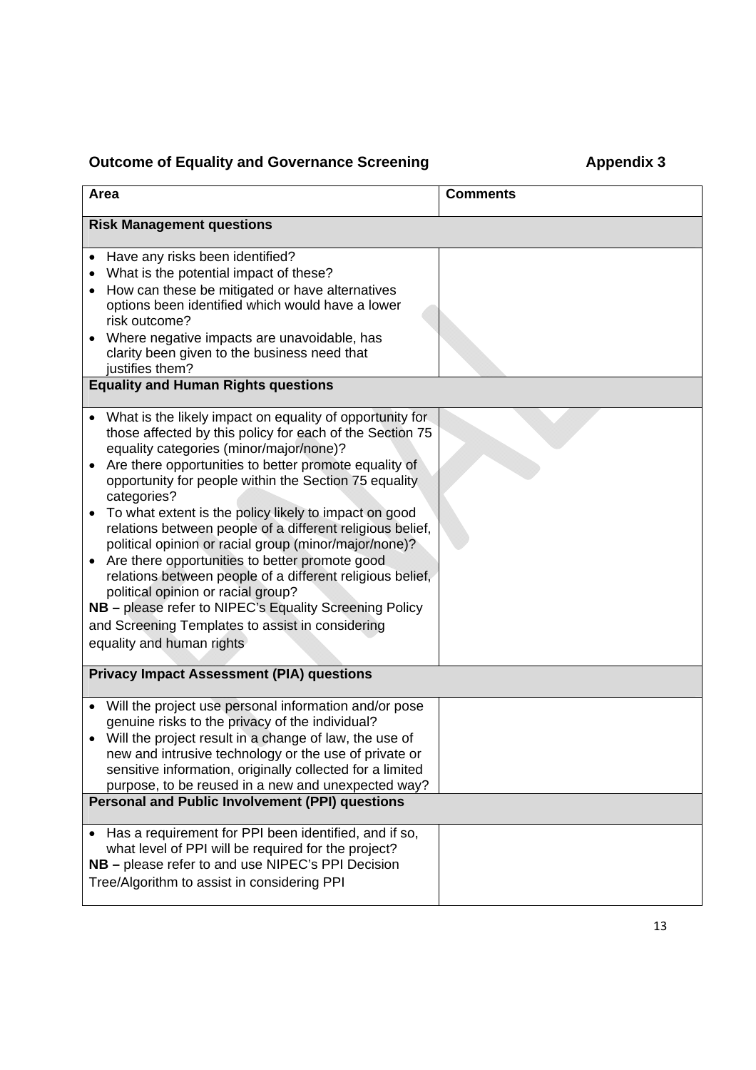## Outcome of Equality and Governance Screening **Appendix 3**

| Area | Comments |
| --- | --- |
| **Risk Management questions** | |
| • Have any risks been identified?<br>• What is the potential impact of these?<br>• How can these be mitigated or have alternatives options been identified which would have a lower risk outcome?<br>• Where negative impacts are unavoidable, has clarity been given to the business need that justifies them? | |
| **Equality and Human Rights questions** | |
| • What is the likely impact on equality of opportunity for those affected by this policy for each of the Section 75 equality categories (minor/major/none)?<br>• Are there opportunities to better promote equality of opportunity for people within the Section 75 equality categories?<br>• To what extent is the policy likely to impact on good relations between people of a different religious belief, political opinion or racial group (minor/major/none)?<br>• Are there opportunities to better promote good relations between people of a different religious belief, political opinion or racial group?<br>**NB –** please refer to NIPEC's Equality Screening Policy and Screening Templates to assist in considering equality and human rights | |
| **Privacy Impact Assessment (PIA) questions** | |
| • Will the project use personal information and/or pose genuine risks to the privacy of the individual?<br>• Will the project result in a change of law, the use of new and intrusive technology or the use of private or sensitive information, originally collected for a limited purpose, to be reused in a new and unexpected way? | |
| **Personal and Public Involvement (PPI) questions** | |
| • Has a requirement for PPI been identified, and if so, what level of PPI will be required for the project?<br>**NB –** please refer to and use NIPEC's PPI Decision Tree/Algorithm to assist in considering PPI | |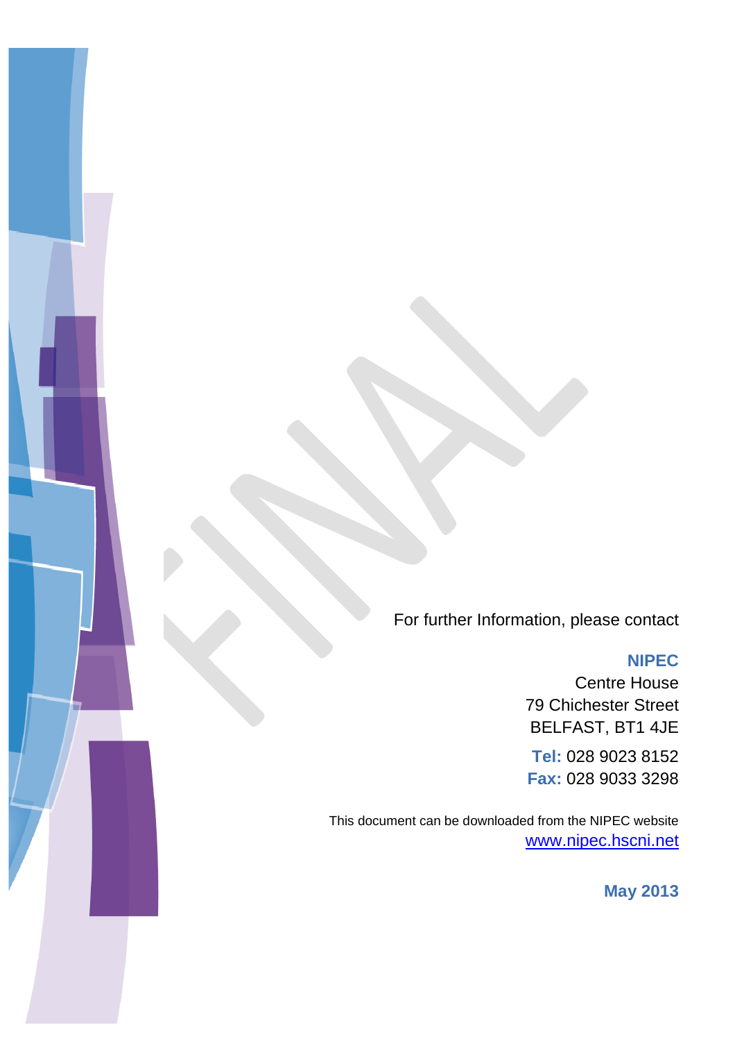For further Information, please contact

**NIPEC**
Centre House
79 Chichester Street
BELFAST, BT1 4JE

**Tel:** 028 9023 8152
**Fax:** 028 9033 3298

This document can be downloaded from the NIPEC website
www.nipec.hscni.net

**May 2013**